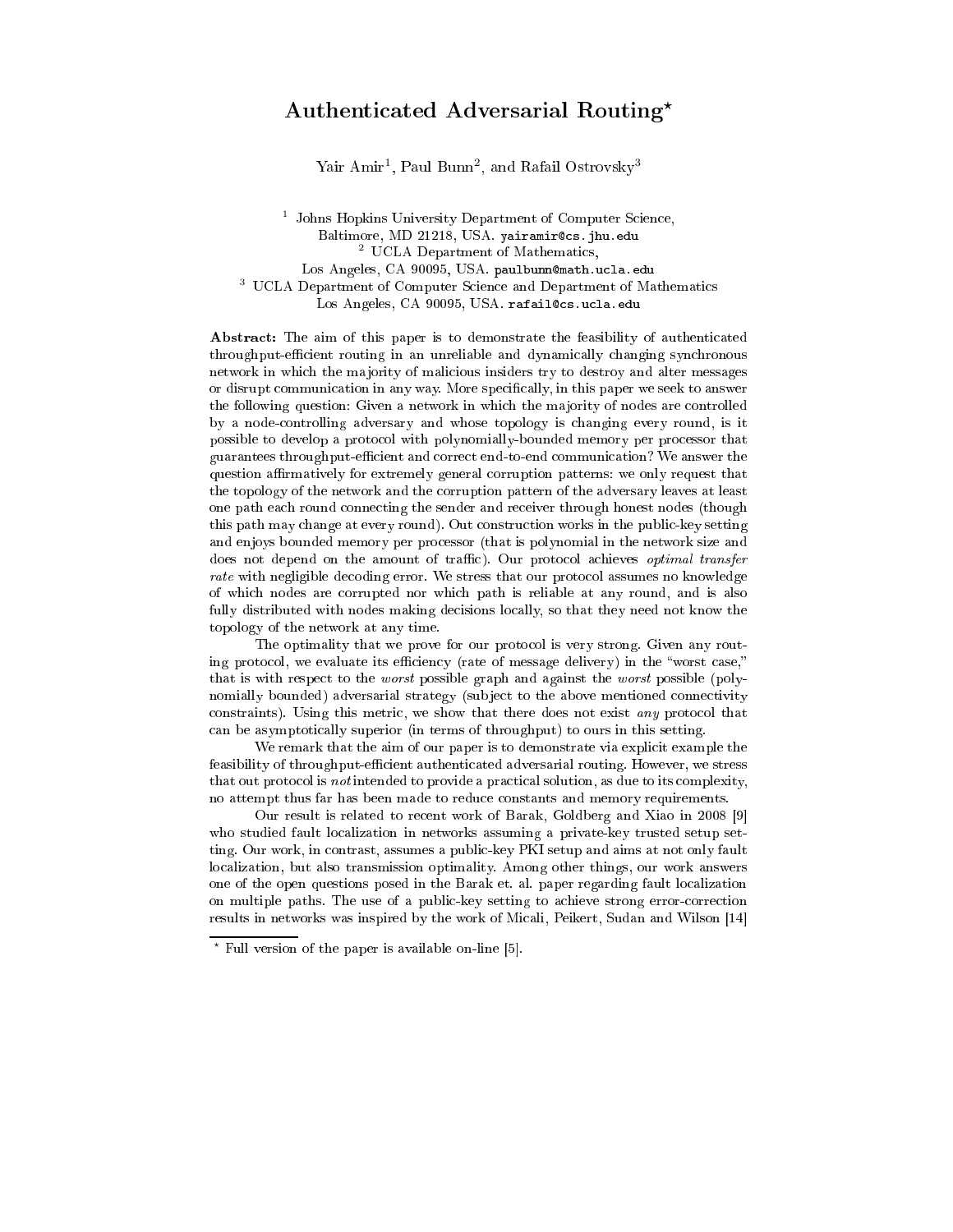# Authenticated Adversarial Routing*

Yair Amir[1], Paul Bunn[2], and Rafail Ostrovsky[3]

[1] Johns Hopkins University Department of Computer Science, Baltimore, MD 21218, USA. yairamir@cs.jhu.edu
[2] UCLA Department of Mathematics, Los Angeles, CA 90095, USA. paulbunn@math.ucla.edu
[3] UCLA Department of Computer Science and Department of Mathematics Los Angeles, CA 90095, USA. rafail@cs.ucla.edu

**Abstract:** The aim of this paper is to demonstrate the feasibility of authenticated throughput-efficient routing in an unreliable and dynamically changing synchronous network in which the majority of malicious insiders try to destroy and alter messages or disrupt communication in any way. More specifically, in this paper we seek to answer the following question: Given a network in which the majority of nodes are controlled by a node-controlling adversary and whose topology is changing every round, is it possible to develop a protocol with polynomially-bounded memory per processor that guarantees throughput-efficient and correct end-to-end communication? We answer the question affirmatively for extremely general corruption patterns: we only request that the topology of the network and the corruption pattern of the adversary leaves at least one path each round connecting the sender and receiver through honest nodes (though this path may change at every round). Out construction works in the public-key setting and enjoys bounded memory per processor (that is polynomial in the network size and does not depend on the amount of traffic). Our protocol achieves *optimal transfer rate* with negligible decoding error. We stress that our protocol assumes no knowledge of which nodes are corrupted nor which path is reliable at any round, and is also fully distributed with nodes making decisions locally, so that they need not know the topology of the network at any time.

The optimality that we prove for our protocol is very strong. Given any routing protocol, we evaluate its efficiency (rate of message delivery) in the "worst case," that is with respect to the *worst* possible graph and against the *worst* possible (polynomially bounded) adversarial strategy (subject to the above mentioned connectivity constraints). Using this metric, we show that there does not exist *any* protocol that can be asymptotically superior (in terms of throughput) to ours in this setting.

We remark that the aim of our paper is to demonstrate via explicit example the feasibility of throughput-efficient authenticated adversarial routing. However, we stress that out protocol is *not* intended to provide a practical solution, as due to its complexity, no attempt thus far has been made to reduce constants and memory requirements.

Our result is related to recent work of Barak, Goldberg and Xiao in 2008 [9] who studied fault localization in networks assuming a private-key trusted setup setting. Our work, in contrast, assumes a public-key PKI setup and aims at not only fault localization, but also transmission optimality. Among other things, our work answers one of the open questions posed in the Barak et. al. paper regarding fault localization on multiple paths. The use of a public-key setting to achieve strong error-correction results in networks was inspired by the work of Micali, Peikert, Sudan and Wilson [14]

* Full version of the paper is available on-line [5].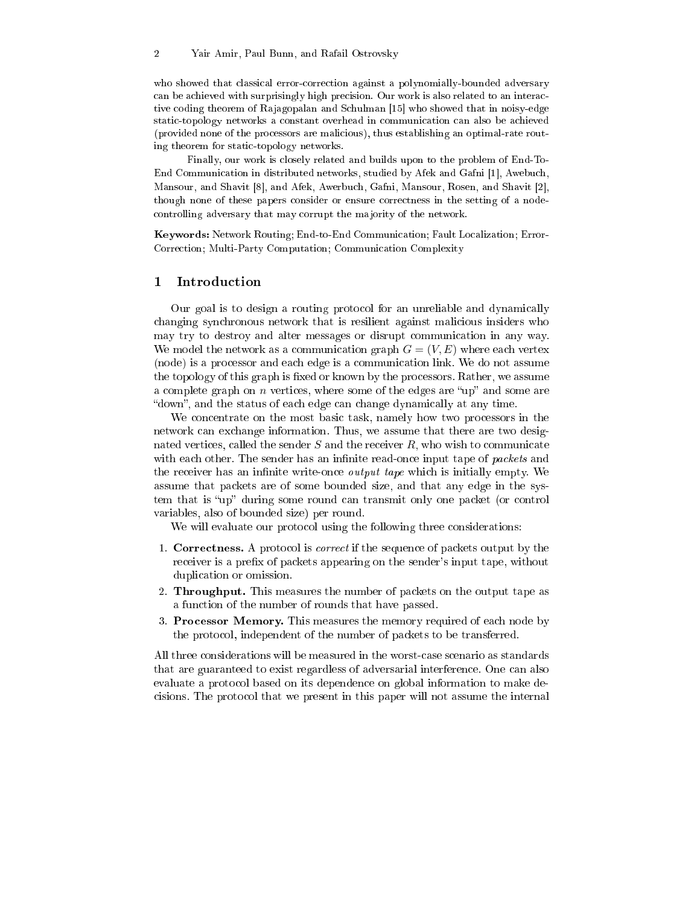who showed that classical error-correction against a polynomially-bounded adversary can be achieved with surprisingly high precision. Our work is also related to an interactive coding theorem of Rajagopalan and Schulman [15] who showed that in noisy-edge static-topology networks a constant overhead in communication can also be achieved (provided none of the processors are malicious), thus establishing an optimal-rate routing theorem for static-topology networks.

Finally, our work is closely related and builds upon to the problem of End-To-End Communication in distributed networks, studied by Afek and Gafni [1], Awebuch, Mansour, and Shavit [8], and Afek, Awerbuch, Gafni, Mansour, Rosen, and Shavit [2], though none of these papers consider or ensure correctness in the setting of a node-controlling adversary that may corrupt the majority of the network.

**Keywords:** Network Routing; End-to-End Communication; Fault Localization; Error-Correction; Multi-Party Computation; Communication Complexity

# 1 Introduction

Our goal is to design a routing protocol for an unreliable and dynamically changing synchronous network that is resilient against malicious insiders who may try to destroy and alter messages or disrupt communication in any way. We model the network as a communication graph $G = (V, E)$ where each vertex (node) is a processor and each edge is a communication link. We do not assume the topology of this graph is fixed or known by the processors. Rather, we assume a complete graph on $n$ vertices, where some of the edges are "up" and some are "down", and the status of each edge can change dynamically at any time.

We concentrate on the most basic task, namely how two processors in the network can exchange information. Thus, we assume that there are two designated vertices, called the sender $S$ and the receiver $R$, who wish to communicate with each other. The sender has an infinite read-once input tape of *packets* and the receiver has an infinite write-once *output tape* which is initially empty. We assume that packets are of some bounded size, and that any edge in the system that is "up" during some round can transmit only one packet (or control variables, also of bounded size) per round.

We will evaluate our protocol using the following three considerations:

1. **Correctness.** A protocol is *correct* if the sequence of packets output by the receiver is a prefix of packets appearing on the sender's input tape, without duplication or omission.
2. **Throughput.** This measures the number of packets on the output tape as a function of the number of rounds that have passed.
3. **Processor Memory.** This measures the memory required of each node by the protocol, independent of the number of packets to be transferred.

All three considerations will be measured in the worst-case scenario as standards that are guaranteed to exist regardless of adversarial interference. One can also evaluate a protocol based on its dependence on global information to make decisions. The protocol that we present in this paper will not assume the internal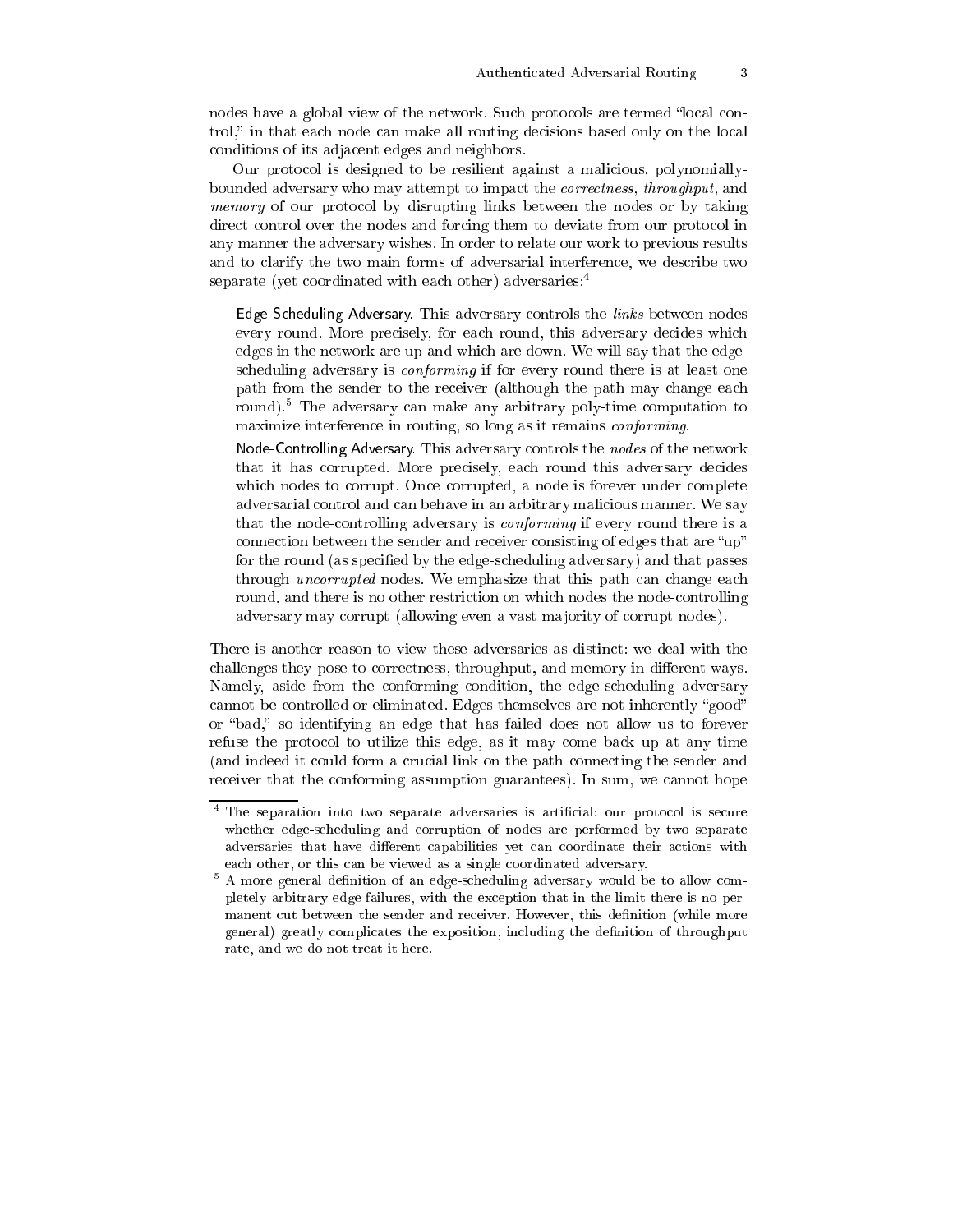nodes have a global view of the network. Such protocols are termed "local control," in that each node can make all routing decisions based only on the local conditions of its adjacent edges and neighbors.

Our protocol is designed to be resilient against a malicious, polynomially-bounded adversary who may attempt to impact the *correctness*, *throughput*, and *memory* of our protocol by disrupting links between the nodes or by taking direct control over the nodes and forcing them to deviate from our protocol in any manner the adversary wishes. In order to relate our work to previous results and to clarify the two main forms of adversarial interference, we describe two separate (yet coordinated with each other) adversaries:[4]

> Edge-Scheduling Adversary. This adversary controls the *links* between nodes every round. More precisely, for each round, this adversary decides which edges in the network are up and which are down. We will say that the edge-scheduling adversary is *conforming* if for every round there is at least one path from the sender to the receiver (although the path may change each round).[5] The adversary can make any arbitrary poly-time computation to maximize interference in routing, so long as it remains *conforming*.
>
> Node-Controlling Adversary. This adversary controls the *nodes* of the network that it has corrupted. More precisely, each round this adversary decides which nodes to corrupt. Once corrupted, a node is forever under complete adversarial control and can behave in an arbitrary malicious manner. We say that the node-controlling adversary is *conforming* if every round there is a connection between the sender and receiver consisting of edges that are "up" for the round (as specified by the edge-scheduling adversary) and that passes through *uncorrupted* nodes. We emphasize that this path can change each round, and there is no other restriction on which nodes the node-controlling adversary may corrupt (allowing even a vast majority of corrupt nodes).

There is another reason to view these adversaries as distinct: we deal with the challenges they pose to correctness, throughput, and memory in different ways. Namely, aside from the conforming condition, the edge-scheduling adversary cannot be controlled or eliminated. Edges themselves are not inherently "good" or "bad," so identifying an edge that has failed does not allow us to forever refuse the protocol to utilize this edge, as it may come back up at any time (and indeed it could form a crucial link on the path connecting the sender and receiver that the conforming assumption guarantees). In sum, we cannot hope

---

[4] The separation into two separate adversaries is artificial: our protocol is secure whether edge-scheduling and corruption of nodes are performed by two separate adversaries that have different capabilities yet can coordinate their actions with each other, or this can be viewed as a single coordinated adversary.

[5] A more general definition of an edge-scheduling adversary would be to allow completely arbitrary edge failures, with the exception that in the limit there is no permanent cut between the sender and receiver. However, this definition (while more general) greatly complicates the exposition, including the definition of throughput rate, and we do not treat it here.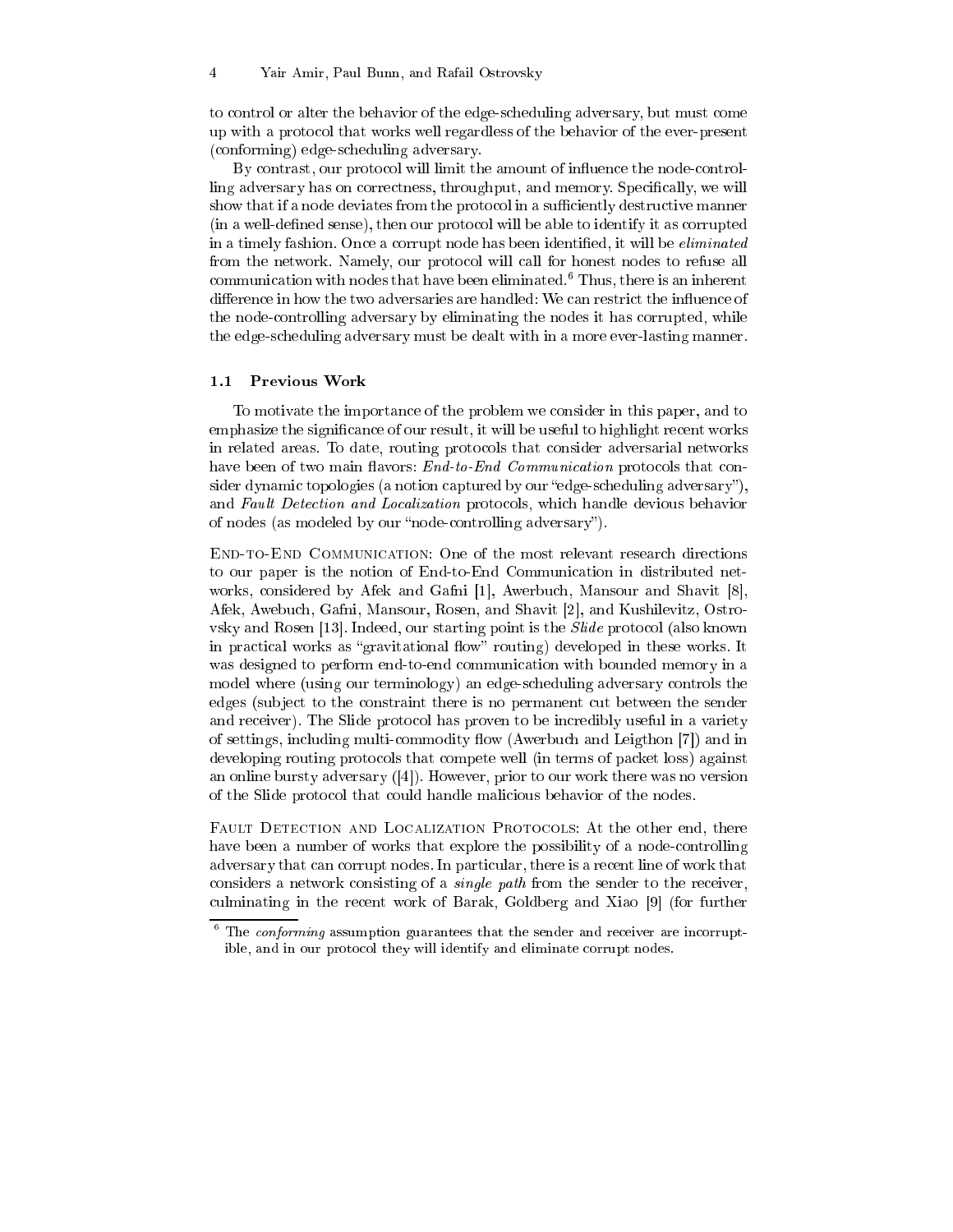to control or alter the behavior of the edge-scheduling adversary, but must come up with a protocol that works well regardless of the behavior of the ever-present (conforming) edge-scheduling adversary.

By contrast, our protocol will limit the amount of influence the node-controlling adversary has on correctness, throughput, and memory. Specifically, we will show that if a node deviates from the protocol in a sufficiently destructive manner (in a well-defined sense), then our protocol will be able to identify it as corrupted in a timely fashion. Once a corrupt node has been identified, it will be *eliminated* from the network. Namely, our protocol will call for honest nodes to refuse all communication with nodes that have been eliminated.[6] Thus, there is an inherent difference in how the two adversaries are handled: We can restrict the influence of the node-controlling adversary by eliminating the nodes it has corrupted, while the edge-scheduling adversary must be dealt with in a more ever-lasting manner.

### 1.1 Previous Work

To motivate the importance of the problem we consider in this paper, and to emphasize the significance of our result, it will be useful to highlight recent works in related areas. To date, routing protocols that consider adversarial networks have been of two main flavors: *End-to-End Communication* protocols that consider dynamic topologies (a notion captured by our "edge-scheduling adversary"), and *Fault Detection and Localization* protocols, which handle devious behavior of nodes (as modeled by our "node-controlling adversary").

End-to-End Communication: One of the most relevant research directions to our paper is the notion of End-to-End Communication in distributed networks, considered by Afek and Gafni [1], Awerbuch, Mansour and Shavit [8], Afek, Awebuch, Gafni, Mansour, Rosen, and Shavit [2], and Kushilevitz, Ostrovsky and Rosen [13]. Indeed, our starting point is the *Slide* protocol (also known in practical works as "gravitational flow" routing) developed in these works. It was designed to perform end-to-end communication with bounded memory in a model where (using our terminology) an edge-scheduling adversary controls the edges (subject to the constraint there is no permanent cut between the sender and receiver). The Slide protocol has proven to be incredibly useful in a variety of settings, including multi-commodity flow (Awerbuch and Leigthon [7]) and in developing routing protocols that compete well (in terms of packet loss) against an online bursty adversary ([4]). However, prior to our work there was no version of the Slide protocol that could handle malicious behavior of the nodes.

Fault Detection and Localization Protocols: At the other end, there have been a number of works that explore the possibility of a node-controlling adversary that can corrupt nodes. In particular, there is a recent line of work that considers a network consisting of a *single path* from the sender to the receiver, culminating in the recent work of Barak, Goldberg and Xiao [9] (for further

[6] The *conforming* assumption guarantees that the sender and receiver are incorruptible, and in our protocol they will identify and eliminate corrupt nodes.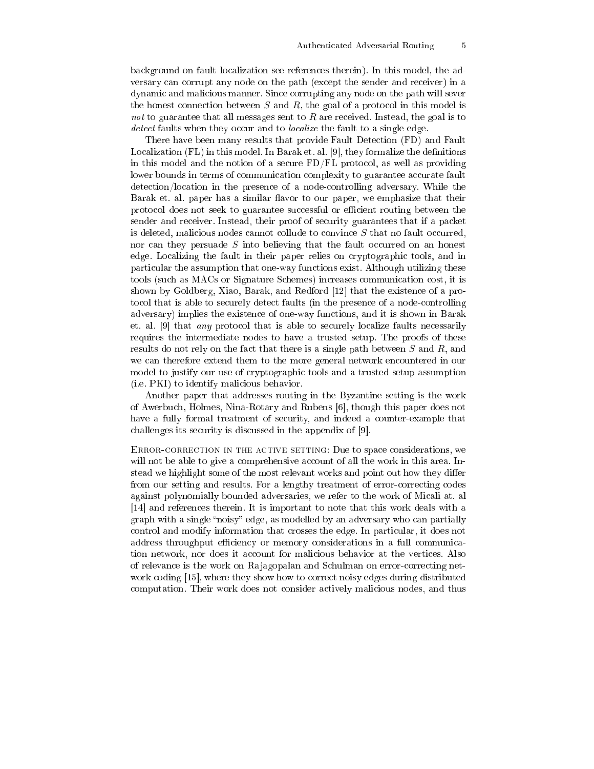background on fault localization see references therein). In this model, the adversary can corrupt any node on the path (except the sender and receiver) in a dynamic and malicious manner. Since corrupting any node on the path will sever the honest connection between $S$ and $R$, the goal of a protocol in this model is *not* to guarantee that all messages sent to $R$ are received. Instead, the goal is to *detect* faults when they occur and to *localize* the fault to a single edge.

There have been many results that provide Fault Detection (FD) and Fault Localization (FL) in this model. In Barak et. al. [9], they formalize the definitions in this model and the notion of a secure FD/FL protocol, as well as providing lower bounds in terms of communication complexity to guarantee accurate fault detection/location in the presence of a node-controlling adversary. While the Barak et. al. paper has a similar flavor to our paper, we emphasize that their protocol does not seek to guarantee successful or efficient routing between the sender and receiver. Instead, their proof of security guarantees that if a packet is deleted, malicious nodes cannot collude to convince $S$ that no fault occurred, nor can they persuade $S$ into believing that the fault occurred on an honest edge. Localizing the fault in their paper relies on cryptographic tools, and in particular the assumption that one-way functions exist. Although utilizing these tools (such as MACs or Signature Schemes) increases communication cost, it is shown by Goldberg, Xiao, Barak, and Redford [12] that the existence of a protocol that is able to securely detect faults (in the presence of a node-controlling adversary) implies the existence of one-way functions, and it is shown in Barak et. al. [9] that *any* protocol that is able to securely localize faults necessarily requires the intermediate nodes to have a trusted setup. The proofs of these results do not rely on the fact that there is a single path between $S$ and $R$, and we can therefore extend them to the more general network encountered in our model to justify our use of cryptographic tools and a trusted setup assumption (i.e. PKI) to identify malicious behavior.

Another paper that addresses routing in the Byzantine setting is the work of Awerbuch, Holmes, Nina-Rotary and Rubens [6], though this paper does not have a fully formal treatment of security, and indeed a counter-example that challenges its security is discussed in the appendix of [9].

Error-correction in the active setting: Due to space considerations, we will not be able to give a comprehensive account of all the work in this area. Instead we highlight some of the most relevant works and point out how they differ from our setting and results. For a lengthy treatment of error-correcting codes against polynomially bounded adversaries, we refer to the work of Micali at. al [14] and references therein. It is important to note that this work deals with a graph with a single "noisy" edge, as modelled by an adversary who can partially control and modify information that crosses the edge. In particular, it does not address throughput efficiency or memory considerations in a full communication network, nor does it account for malicious behavior at the vertices. Also of relevance is the work on Rajagopalan and Schulman on error-correcting network coding [15], where they show how to correct noisy edges during distributed computation. Their work does not consider actively malicious nodes, and thus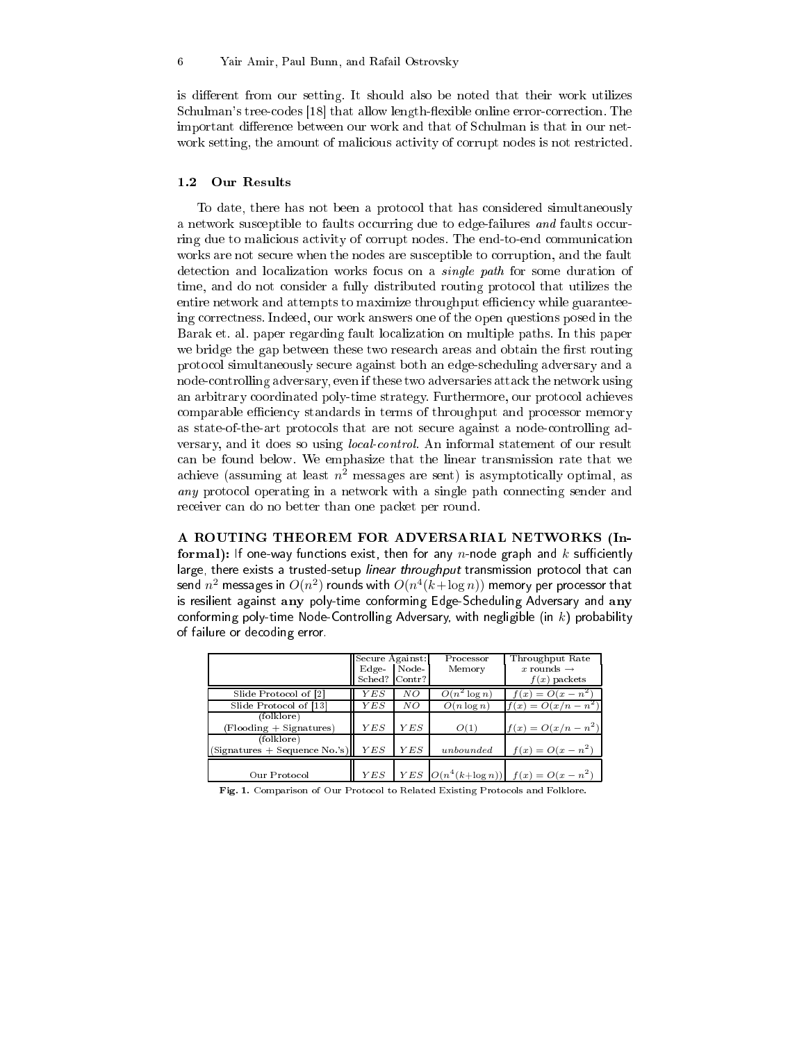is different from our setting. It should also be noted that their work utilizes Schulman's tree-codes [18] that allow length-flexible online error-correction. The important difference between our work and that of Schulman is that in our network setting, the amount of malicious activity of corrupt nodes is not restricted.

### 1.2 Our Results

To date, there has not been a protocol that has considered simultaneously a network susceptible to faults occurring due to edge-failures *and* faults occurring due to malicious activity of corrupt nodes. The end-to-end communication works are not secure when the nodes are susceptible to corruption, and the fault detection and localization works focus on a *single path* for some duration of time, and do not consider a fully distributed routing protocol that utilizes the entire network and attempts to maximize throughput efficiency while guaranteeing correctness. Indeed, our work answers one of the open questions posed in the Barak et. al. paper regarding fault localization on multiple paths. In this paper we bridge the gap between these two research areas and obtain the first routing protocol simultaneously secure against both an edge-scheduling adversary and a node-controlling adversary, even if these two adversaries attack the network using an arbitrary coordinated poly-time strategy. Furthermore, our protocol achieves comparable efficiency standards in terms of throughput and processor memory as state-of-the-art protocols that are not secure against a node-controlling adversary, and it does so using *local-control*. An informal statement of our result can be found below. We emphasize that the linear transmission rate that we achieve (assuming at least $n^2$ messages are sent) is asymptotically optimal, as *any* protocol operating in a network with a single path connecting sender and receiver can do no better than one packet per round.

**A ROUTING THEOREM FOR ADVERSARIAL NETWORKS (Informal):** If one-way functions exist, then for any $n$-node graph and $k$ sufficiently large, there exists a trusted-setup *linear throughput* transmission protocol that can send $n^2$ messages in $O(n^2)$ rounds with $O(n^4(k+\log n))$ memory per processor that is resilient against **any** poly-time conforming Edge-Scheduling Adversary and **any** conforming poly-time Node-Controlling Adversary, with negligible (in $k$) probability of failure or decoding error.

| | Secure Against: Edge-Sched? | Node-Contr? | Processor Memory | Throughput Rate $x$ rounds $\rightarrow$ $f(x)$ packets |
|---|---|---|---|---|
| Slide Protocol of [2] | *YES* | *NO* | $O(n^2 \log n)$ | $f(x) = O(x - n^2)$ |
| Slide Protocol of [13] | *YES* | *NO* | $O(n \log n)$ | $f(x) = O(x/n - n^2)$ |
| (folklore) (Flooding + Signatures) | *YES* | *YES* | $O(1)$ | $f(x) = O(x/n - n^2)$ |
| (folklore) (Signatures + Sequence No.'s) | *YES* | *YES* | *unbounded* | $f(x) = O(x - n^2)$ |
| Our Protocol | *YES* | *YES* | $O(n^4(k+\log n))$ | $f(x) = O(x - n^2)$ |

**Fig. 1.** Comparison of Our Protocol to Related Existing Protocols and Folklore.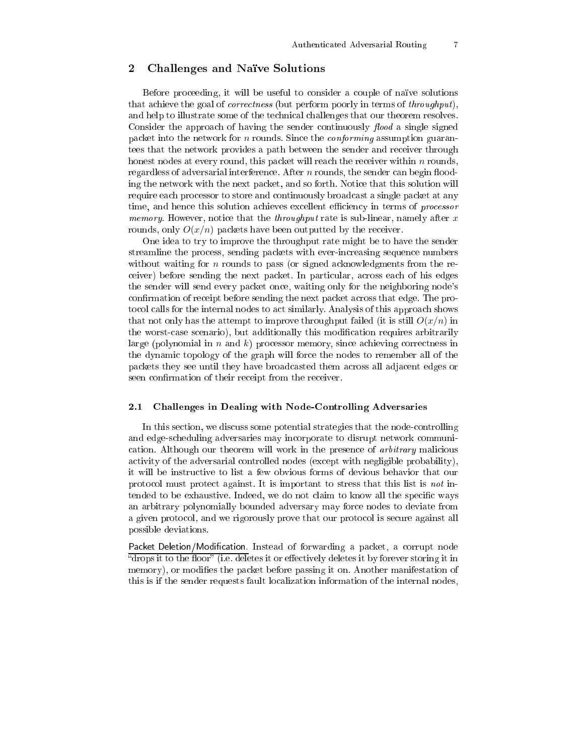## 2 Challenges and Naïve Solutions

Before proceeding, it will be useful to consider a couple of naïve solutions that achieve the goal of *correctness* (but perform poorly in terms of *throughput*), and help to illustrate some of the technical challenges that our theorem resolves. Consider the approach of having the sender continuously *flood* a single signed packet into the network for $n$ rounds. Since the *conforming* assumption guarantees that the network provides a path between the sender and receiver through honest nodes at every round, this packet will reach the receiver within $n$ rounds, regardless of adversarial interference. After $n$ rounds, the sender can begin flooding the network with the next packet, and so forth. Notice that this solution will require each processor to store and continuously broadcast a single packet at any time, and hence this solution achieves excellent efficiency in terms of *processor memory*. However, notice that the *throughput* rate is sub-linear, namely after $x$ rounds, only $O(x/n)$ packets have been outputted by the receiver.

One idea to try to improve the throughput rate might be to have the sender streamline the process, sending packets with ever-increasing sequence numbers without waiting for $n$ rounds to pass (or signed acknowledgments from the receiver) before sending the next packet. In particular, across each of his edges the sender will send every packet once, waiting only for the neighboring node's confirmation of receipt before sending the next packet across that edge. The protocol calls for the internal nodes to act similarly. Analysis of this approach shows that not only has the attempt to improve throughput failed (it is still $O(x/n)$ in the worst-case scenario), but additionally this modification requires arbitrarily large (polynomial in $n$ and $k$) processor memory, since achieving correctness in the dynamic topology of the graph will force the nodes to remember all of the packets they see until they have broadcasted them across all adjacent edges or seen confirmation of their receipt from the receiver.

### 2.1 Challenges in Dealing with Node-Controlling Adversaries

In this section, we discuss some potential strategies that the node-controlling and edge-scheduling adversaries may incorporate to disrupt network communication. Although our theorem will work in the presence of *arbitrary* malicious activity of the adversarial controlled nodes (except with negligible probability), it will be instructive to list a few obvious forms of devious behavior that our protocol must protect against. It is important to stress that this list is *not* intended to be exhaustive. Indeed, we do not claim to know all the specific ways an arbitrary polynomially bounded adversary may force nodes to deviate from a given protocol, and we rigorously prove that our protocol is secure against all possible deviations.

Packet Deletion/Modification. Instead of forwarding a packet, a corrupt node "drops it to the floor" (i.e. deletes it or effectively deletes it by forever storing it in memory), or modifies the packet before passing it on. Another manifestation of this is if the sender requests fault localization information of the internal nodes,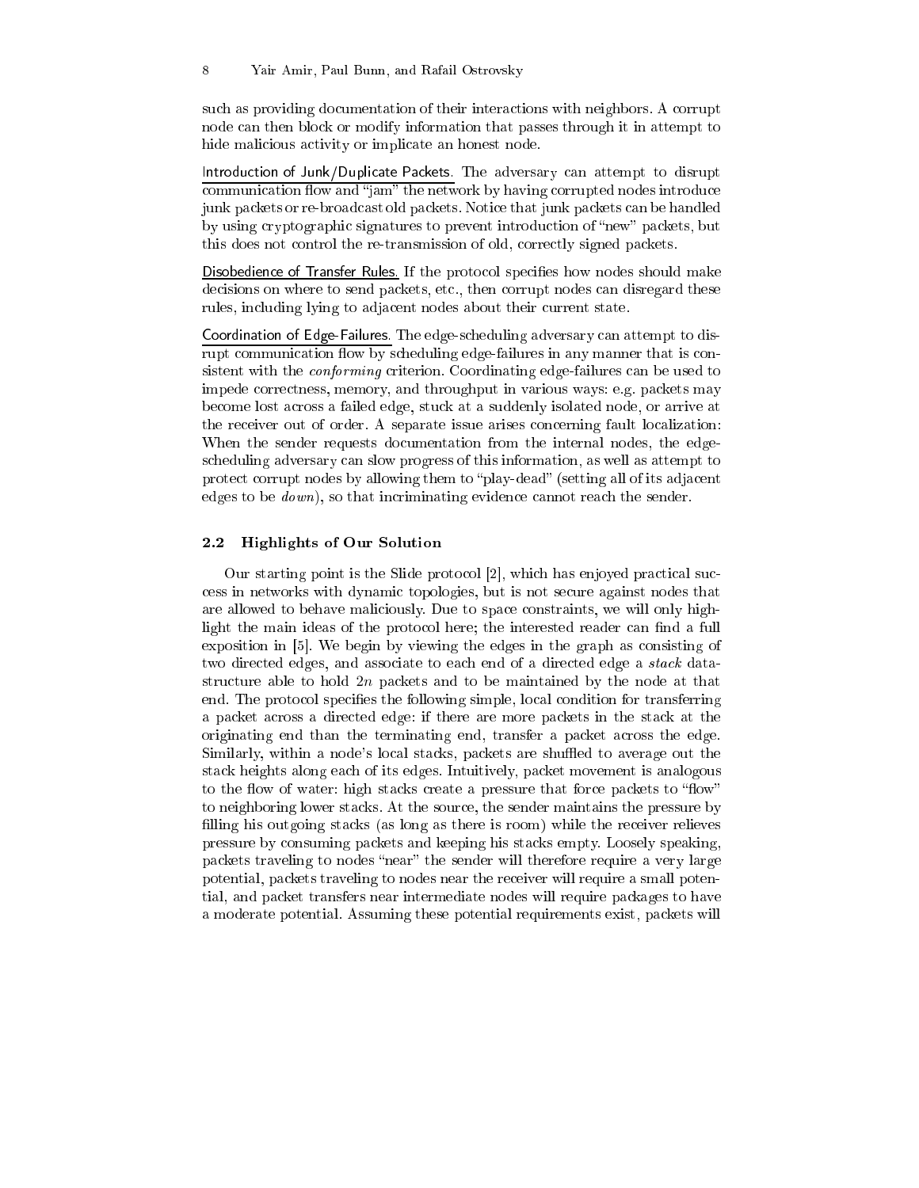such as providing documentation of their interactions with neighbors. A corrupt node can then block or modify information that passes through it in attempt to hide malicious activity or implicate an honest node.

Introduction of Junk/Duplicate Packets. The adversary can attempt to disrupt communication flow and "jam" the network by having corrupted nodes introduce junk packets or re-broadcast old packets. Notice that junk packets can be handled by using cryptographic signatures to prevent introduction of "new" packets, but this does not control the re-transmission of old, correctly signed packets.

Disobedience of Transfer Rules. If the protocol specifies how nodes should make decisions on where to send packets, etc., then corrupt nodes can disregard these rules, including lying to adjacent nodes about their current state.

Coordination of Edge-Failures. The edge-scheduling adversary can attempt to disrupt communication flow by scheduling edge-failures in any manner that is consistent with the *conforming* criterion. Coordinating edge-failures can be used to impede correctness, memory, and throughput in various ways: e.g. packets may become lost across a failed edge, stuck at a suddenly isolated node, or arrive at the receiver out of order. A separate issue arises concerning fault localization: When the sender requests documentation from the internal nodes, the edge-scheduling adversary can slow progress of this information, as well as attempt to protect corrupt nodes by allowing them to "play-dead" (setting all of its adjacent edges to be *down*), so that incriminating evidence cannot reach the sender.

### 2.2 Highlights of Our Solution

Our starting point is the Slide protocol [2], which has enjoyed practical success in networks with dynamic topologies, but is not secure against nodes that are allowed to behave maliciously. Due to space constraints, we will only highlight the main ideas of the protocol here; the interested reader can find a full exposition in [5]. We begin by viewing the edges in the graph as consisting of two directed edges, and associate to each end of a directed edge a *stack* data-structure able to hold $2n$ packets and to be maintained by the node at that end. The protocol specifies the following simple, local condition for transferring a packet across a directed edge: if there are more packets in the stack at the originating end than the terminating end, transfer a packet across the edge. Similarly, within a node's local stacks, packets are shuffled to average out the stack heights along each of its edges. Intuitively, packet movement is analogous to the flow of water: high stacks create a pressure that force packets to "flow" to neighboring lower stacks. At the source, the sender maintains the pressure by filling his outgoing stacks (as long as there is room) while the receiver relieves pressure by consuming packets and keeping his stacks empty. Loosely speaking, packets traveling to nodes "near" the sender will therefore require a very large potential, packets traveling to nodes near the receiver will require a small potential, and packet transfers near intermediate nodes will require packages to have a moderate potential. Assuming these potential requirements exist, packets will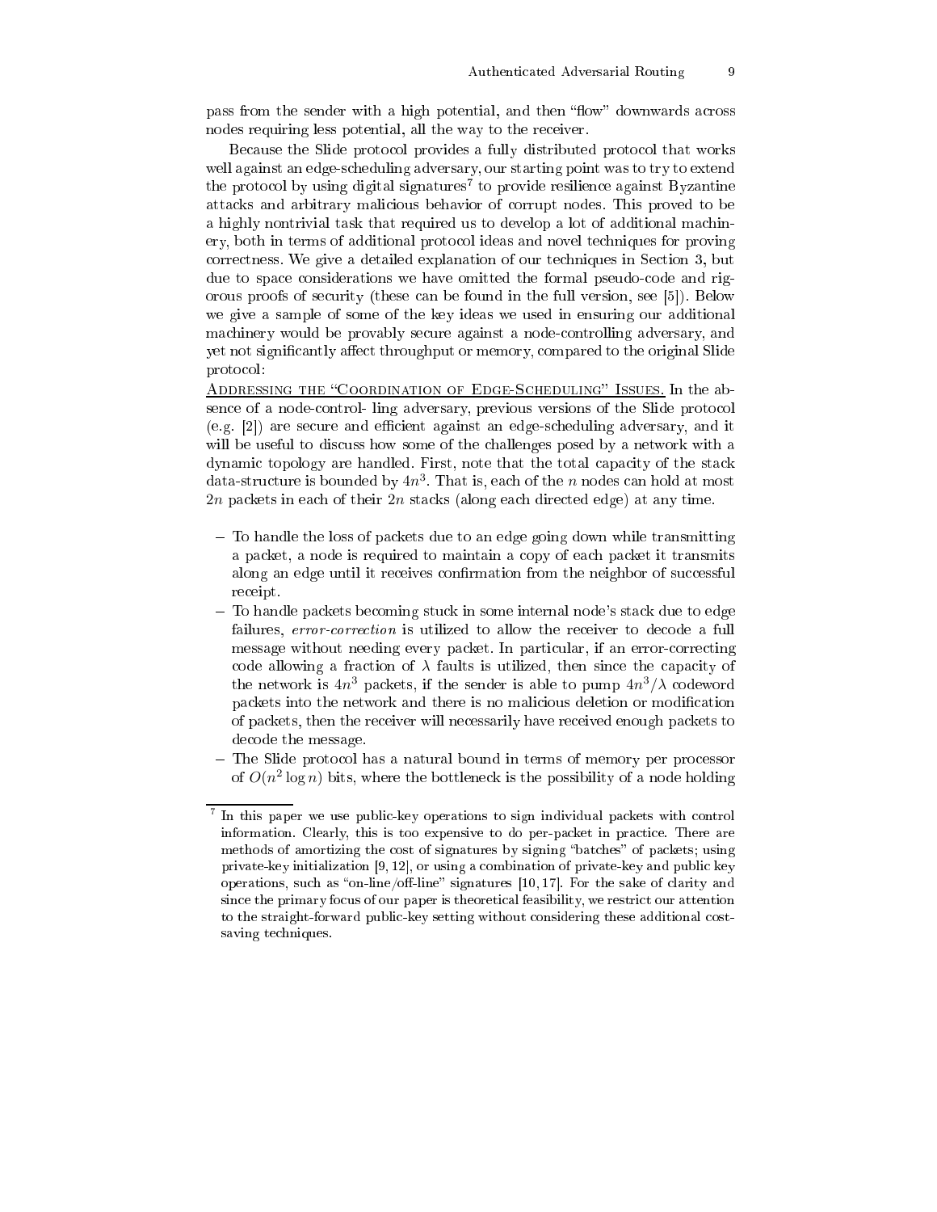pass from the sender with a high potential, and then "flow" downwards across nodes requiring less potential, all the way to the receiver.

Because the Slide protocol provides a fully distributed protocol that works well against an edge-scheduling adversary, our starting point was to try to extend the protocol by using digital signatures[7] to provide resilience against Byzantine attacks and arbitrary malicious behavior of corrupt nodes. This proved to be a highly nontrivial task that required us to develop a lot of additional machinery, both in terms of additional protocol ideas and novel techniques for proving correctness. We give a detailed explanation of our techniques in Section 3, but due to space considerations we have omitted the formal pseudo-code and rigorous proofs of security (these can be found in the full version, see [5]). Below we give a sample of some of the key ideas we used in ensuring our additional machinery would be provably secure against a node-controlling adversary, and yet not significantly affect throughput or memory, compared to the original Slide protocol:

<u>Addressing the "Coordination of Edge-Scheduling" Issues.</u> In the absence of a node-control- ling adversary, previous versions of the Slide protocol (e.g. [2]) are secure and efficient against an edge-scheduling adversary, and it will be useful to discuss how some of the challenges posed by a network with a dynamic topology are handled. First, note that the total capacity of the stack data-structure is bounded by $4n^3$. That is, each of the $n$ nodes can hold at most $2n$ packets in each of their $2n$ stacks (along each directed edge) at any time.

- To handle the loss of packets due to an edge going down while transmitting a packet, a node is required to maintain a copy of each packet it transmits along an edge until it receives confirmation from the neighbor of successful receipt.
- To handle packets becoming stuck in some internal node's stack due to edge failures, *error-correction* is utilized to allow the receiver to decode a full message without needing every packet. In particular, if an error-correcting code allowing a fraction of $\lambda$ faults is utilized, then since the capacity of the network is $4n^3$ packets, if the sender is able to pump $4n^3/\lambda$ codeword packets into the network and there is no malicious deletion or modification of packets, then the receiver will necessarily have received enough packets to decode the message.
- The Slide protocol has a natural bound in terms of memory per processor of $O(n^2 \log n)$ bits, where the bottleneck is the possibility of a node holding

[7] In this paper we use public-key operations to sign individual packets with control information. Clearly, this is too expensive to do per-packet in practice. There are methods of amortizing the cost of signatures by signing "batches" of packets; using private-key initialization [9, 12], or using a combination of private-key and public key operations, such as "on-line/off-line" signatures [10, 17]. For the sake of clarity and since the primary focus of our paper is theoretical feasibility, we restrict our attention to the straight-forward public-key setting without considering these additional cost-saving techniques.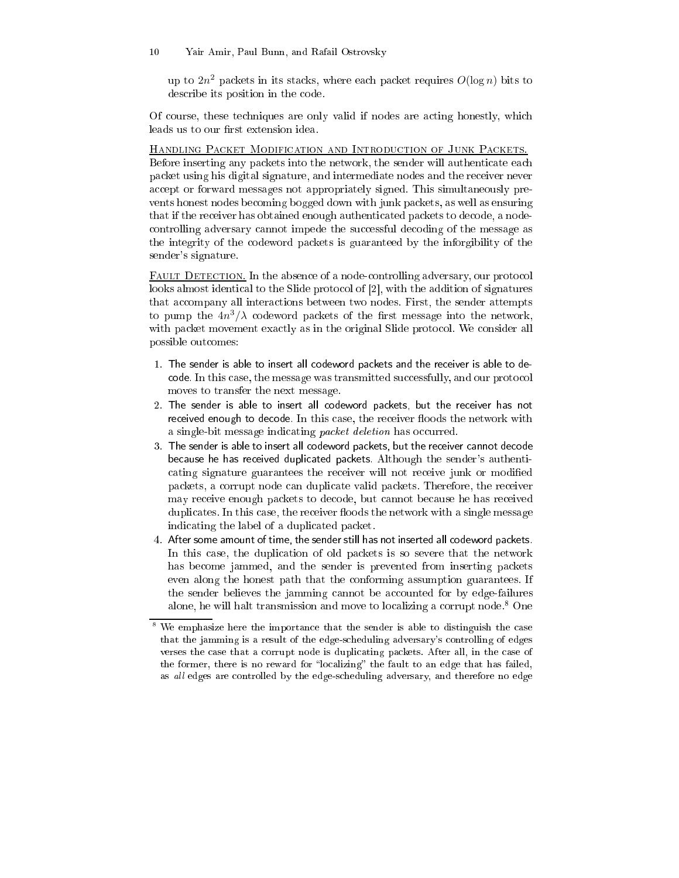up to $2n^2$ packets in its stacks, where each packet requires $O(\log n)$ bits to describe its position in the code.

Of course, these techniques are only valid if nodes are acting honestly, which leads us to our first extension idea.

Handling Packet Modification and Introduction of Junk Packets. Before inserting any packets into the network, the sender will authenticate each packet using his digital signature, and intermediate nodes and the receiver never accept or forward messages not appropriately signed. This simultaneously prevents honest nodes becoming bogged down with junk packets, as well as ensuring that if the receiver has obtained enough authenticated packets to decode, a node-controlling adversary cannot impede the successful decoding of the message as the integrity of the codeword packets is guaranteed by the inforgibility of the sender's signature.

Fault Detection. In the absence of a node-controlling adversary, our protocol looks almost identical to the Slide protocol of [2], with the addition of signatures that accompany all interactions between two nodes. First, the sender attempts to pump the $4n^3/\lambda$ codeword packets of the first message into the network, with packet movement exactly as in the original Slide protocol. We consider all possible outcomes:

1. The sender is able to insert all codeword packets and the receiver is able to decode. In this case, the message was transmitted successfully, and our protocol moves to transfer the next message.
2. The sender is able to insert all codeword packets, but the receiver has not received enough to decode. In this case, the receiver floods the network with a single-bit message indicating *packet deletion* has occurred.
3. The sender is able to insert all codeword packets, but the receiver cannot decode because he has received duplicated packets. Although the sender's authenticating signature guarantees the receiver will not receive junk or modified packets, a corrupt node can duplicate valid packets. Therefore, the receiver may receive enough packets to decode, but cannot because he has received duplicates. In this case, the receiver floods the network with a single message indicating the label of a duplicated packet.
4. After some amount of time, the sender still has not inserted all codeword packets. In this case, the duplication of old packets is so severe that the network has become jammed, and the sender is prevented from inserting packets even along the honest path that the conforming assumption guarantees. If the sender believes the jamming cannot be accounted for by edge-failures alone, he will halt transmission and move to localizing a corrupt node.[8] One

[8] We emphasize here the importance that the sender is able to distinguish the case that the jamming is a result of the edge-scheduling adversary's controlling of edges verses the case that a corrupt node is duplicating packets. After all, in the case of the former, there is no reward for "localizing" the fault to an edge that has failed, as *all* edges are controlled by the edge-scheduling adversary, and therefore no edge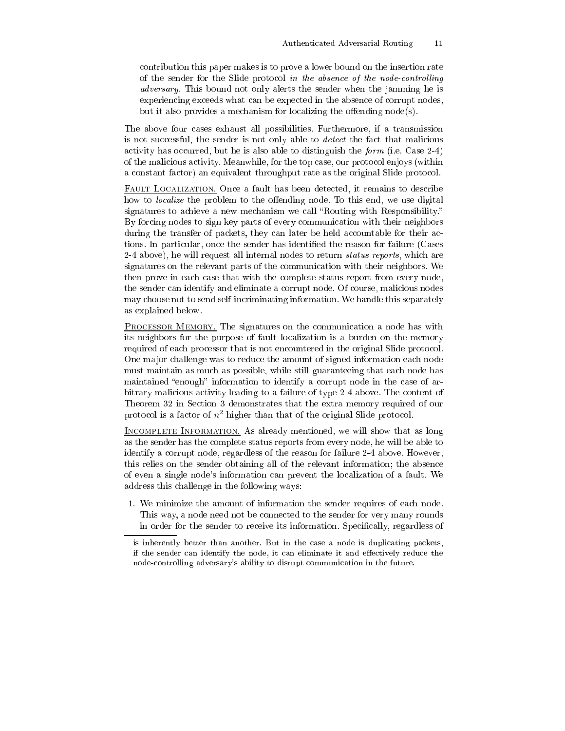contribution this paper makes is to prove a lower bound on the insertion rate of the sender for the Slide protocol *in the absence of the node-controlling adversary*. This bound not only alerts the sender when the jamming he is experiencing exceeds what can be expected in the absence of corrupt nodes, but it also provides a mechanism for localizing the offending node(s).

The above four cases exhaust all possibilities. Furthermore, if a transmission is not successful, the sender is not only able to *detect* the fact that malicious activity has occurred, but he is also able to distinguish the *form* (i.e. Case 2-4) of the malicious activity. Meanwhile, for the top case, our protocol enjoys (within a constant factor) an equivalent throughput rate as the original Slide protocol.

<u>Fault Localization.</u> Once a fault has been detected, it remains to describe how to *localize* the problem to the offending node. To this end, we use digital signatures to achieve a new mechanism we call "Routing with Responsibility." By forcing nodes to sign key parts of every communication with their neighbors during the transfer of packets, they can later be held accountable for their actions. In particular, once the sender has identified the reason for failure (Cases 2-4 above), he will request all internal nodes to return *status reports*, which are signatures on the relevant parts of the communication with their neighbors. We then prove in each case that with the complete status report from every node, the sender can identify and eliminate a corrupt node. Of course, malicious nodes may choose not to send self-incriminating information. We handle this separately as explained below.

<u>Processor Memory.</u> The signatures on the communication a node has with its neighbors for the purpose of fault localization is a burden on the memory required of each processor that is not encountered in the original Slide protocol. One major challenge was to reduce the amount of signed information each node must maintain as much as possible, while still guaranteeing that each node has maintained "enough" information to identify a corrupt node in the case of arbitrary malicious activity leading to a failure of type 2-4 above. The content of Theorem 32 in Section 3 demonstrates that the extra memory required of our protocol is a factor of $n^2$ higher than that of the original Slide protocol.

<u>Incomplete Information.</u> As already mentioned, we will show that as long as the sender has the complete status reports from every node, he will be able to identify a corrupt node, regardless of the reason for failure 2-4 above. However, this relies on the sender obtaining all of the relevant information; the absence of even a single node's information can prevent the localization of a fault. We address this challenge in the following ways:

1. We minimize the amount of information the sender requires of each node. This way, a node need not be connected to the sender for very many rounds in order for the sender to receive its information. Specifically, regardless of

is inherently better than another. But in the case a node is duplicating packets, if the sender can identify the node, it can eliminate it and effectively reduce the node-controlling adversary's ability to disrupt communication in the future.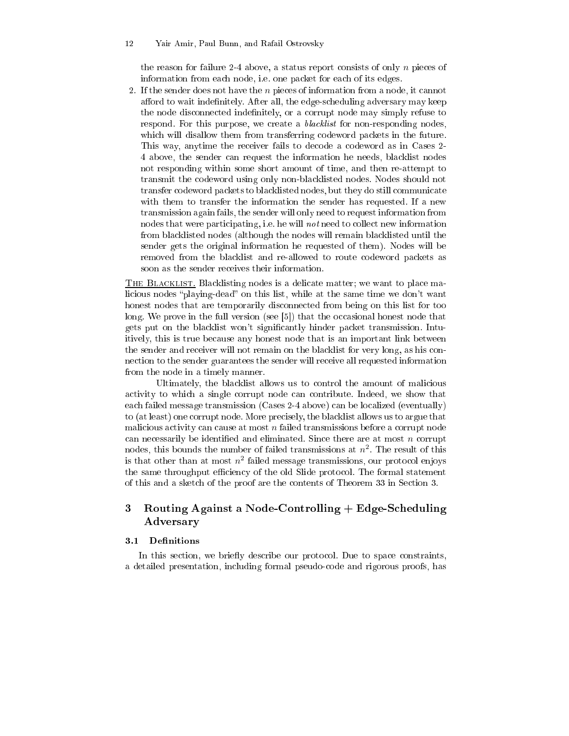the reason for failure 2-4 above, a status report consists of only $n$ pieces of information from each node, i.e. one packet for each of its edges.

2. If the sender does not have the $n$ pieces of information from a node, it cannot afford to wait indefinitely. After all, the edge-scheduling adversary may keep the node disconnected indefinitely, or a corrupt node may simply refuse to respond. For this purpose, we create a *blacklist* for non-responding nodes, which will disallow them from transferring codeword packets in the future. This way, anytime the receiver fails to decode a codeword as in Cases 2-4 above, the sender can request the information he needs, blacklist nodes not responding within some short amount of time, and then re-attempt to transmit the codeword using only non-blacklisted nodes. Nodes should not transfer codeword packets to blacklisted nodes, but they do still communicate with them to transfer the information the sender has requested. If a new transmission again fails, the sender will only need to request information from nodes that were participating, i.e. he will *not* need to collect new information from blacklisted nodes (although the nodes will remain blacklisted until the sender gets the original information he requested of them). Nodes will be removed from the blacklist and re-allowed to route codeword packets as soon as the sender receives their information.

<u>THE BLACKLIST.</u> Blacklisting nodes is a delicate matter; we want to place malicious nodes "playing-dead" on this list, while at the same time we don't want honest nodes that are temporarily disconnected from being on this list for too long. We prove in the full version (see [5]) that the occasional honest node that gets put on the blacklist won't significantly hinder packet transmission. Intuitively, this is true because any honest node that is an important link between the sender and receiver will not remain on the blacklist for very long, as his connection to the sender guarantees the sender will receive all requested information from the node in a timely manner.

Ultimately, the blacklist allows us to control the amount of malicious activity to which a single corrupt node can contribute. Indeed, we show that each failed message transmission (Cases 2-4 above) can be localized (eventually) to (at least) one corrupt node. More precisely, the blacklist allows us to argue that malicious activity can cause at most $n$ failed transmissions before a corrupt node can necessarily be identified and eliminated. Since there are at most $n$ corrupt nodes, this bounds the number of failed transmissions at $n^2$. The result of this is that other than at most $n^2$ failed message transmissions, our protocol enjoys the same throughput efficiency of the old Slide protocol. The formal statement of this and a sketch of the proof are the contents of Theorem 33 in Section 3.

# 3 Routing Against a Node-Controlling + Edge-Scheduling Adversary

## 3.1 Definitions

In this section, we briefly describe our protocol. Due to space constraints, a detailed presentation, including formal pseudo-code and rigorous proofs, has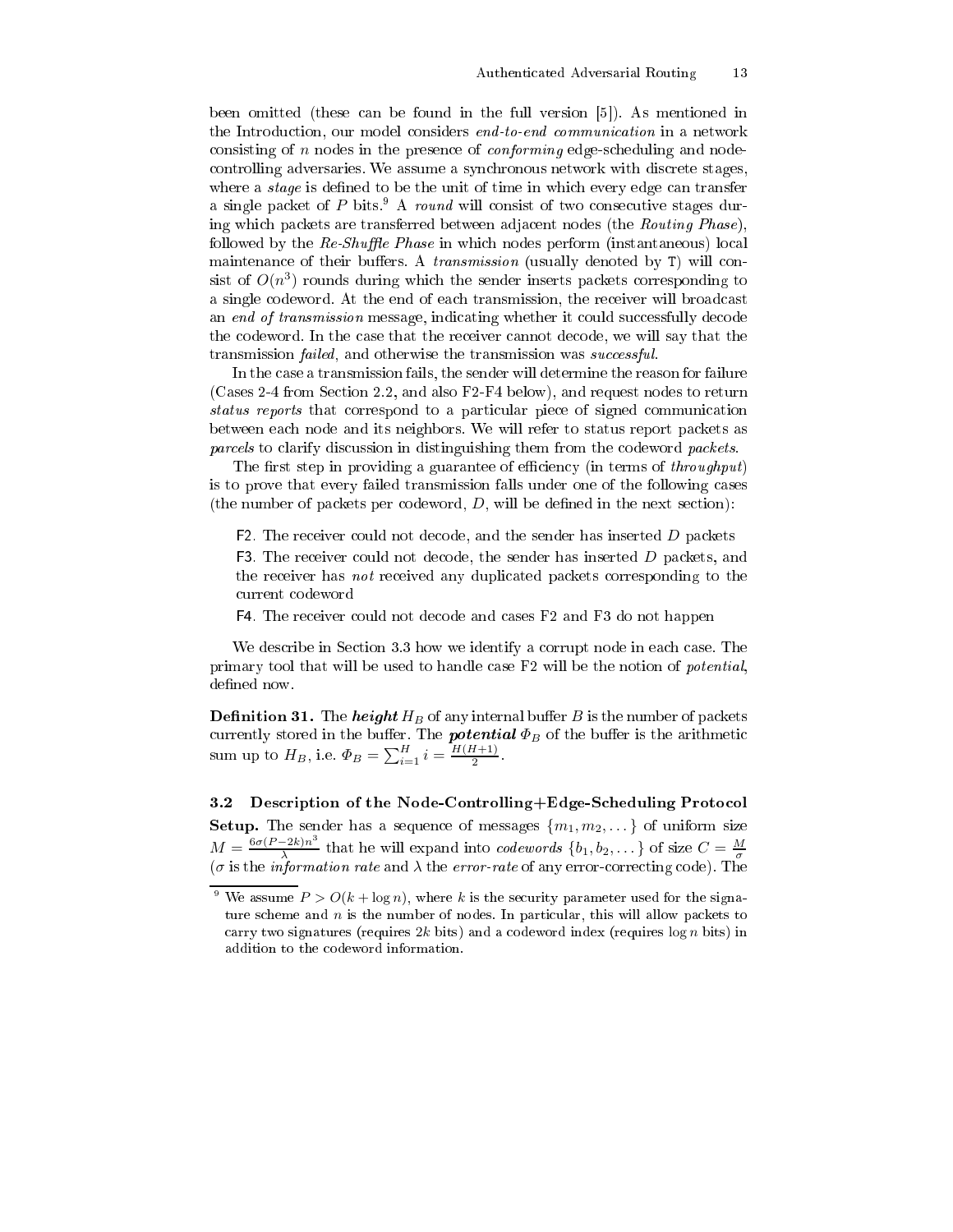been omitted (these can be found in the full version [5]). As mentioned in the Introduction, our model considers *end-to-end communication* in a network consisting of $n$ nodes in the presence of *conforming* edge-scheduling and node-controlling adversaries. We assume a synchronous network with discrete stages, where a *stage* is defined to be the unit of time in which every edge can transfer a single packet of $P$ bits.[9] A *round* will consist of two consecutive stages during which packets are transferred between adjacent nodes (the *Routing Phase*), followed by the *Re-Shuffle Phase* in which nodes perform (instantaneous) local maintenance of their buffers. A *transmission* (usually denoted by T) will consist of $O(n^3)$ rounds during which the sender inserts packets corresponding to a single codeword. At the end of each transmission, the receiver will broadcast an *end of transmission* message, indicating whether it could successfully decode the codeword. In the case that the receiver cannot decode, we will say that the transmission *failed*, and otherwise the transmission was *successful*.

In the case a transmission fails, the sender will determine the reason for failure (Cases 2-4 from Section 2.2, and also F2-F4 below), and request nodes to return *status reports* that correspond to a particular piece of signed communication between each node and its neighbors. We will refer to status report packets as *parcels* to clarify discussion in distinguishing them from the codeword *packets*.

The first step in providing a guarantee of efficiency (in terms of *throughput*) is to prove that every failed transmission falls under one of the following cases (the number of packets per codeword, $D$, will be defined in the next section):

- F2. The receiver could not decode, and the sender has inserted $D$ packets
- F3. The receiver could not decode, the sender has inserted $D$ packets, and the receiver has *not* received any duplicated packets corresponding to the current codeword
- F4. The receiver could not decode and cases F2 and F3 do not happen

We describe in Section 3.3 how we identify a corrupt node in each case. The primary tool that will be used to handle case F2 will be the notion of *potential*, defined now.

**Definition 31.** The ***height*** $H_B$ of any internal buffer $B$ is the number of packets currently stored in the buffer. The ***potential*** $\Phi_B$ of the buffer is the arithmetic sum up to $H_B$, i.e. $\Phi_B = \sum_{i=1}^{H} i = \frac{H(H+1)}{2}$.

### 3.2 Description of the Node-Controlling+Edge-Scheduling Protocol

**Setup.** The sender has a sequence of messages $\{m_1, m_2, \dots\}$ of uniform size $M = \frac{6\sigma(P-2k)n^3}{\lambda}$ that he will expand into *codewords* $\{b_1, b_2, \dots\}$ of size $C = \frac{M}{\sigma}$ ($\sigma$ is the *information rate* and $\lambda$ the *error-rate* of any error-correcting code). The

[9] We assume $P > O(k + \log n)$, where $k$ is the security parameter used for the signature scheme and $n$ is the number of nodes. In particular, this will allow packets to carry two signatures (requires $2k$ bits) and a codeword index (requires $\log n$ bits) in addition to the codeword information.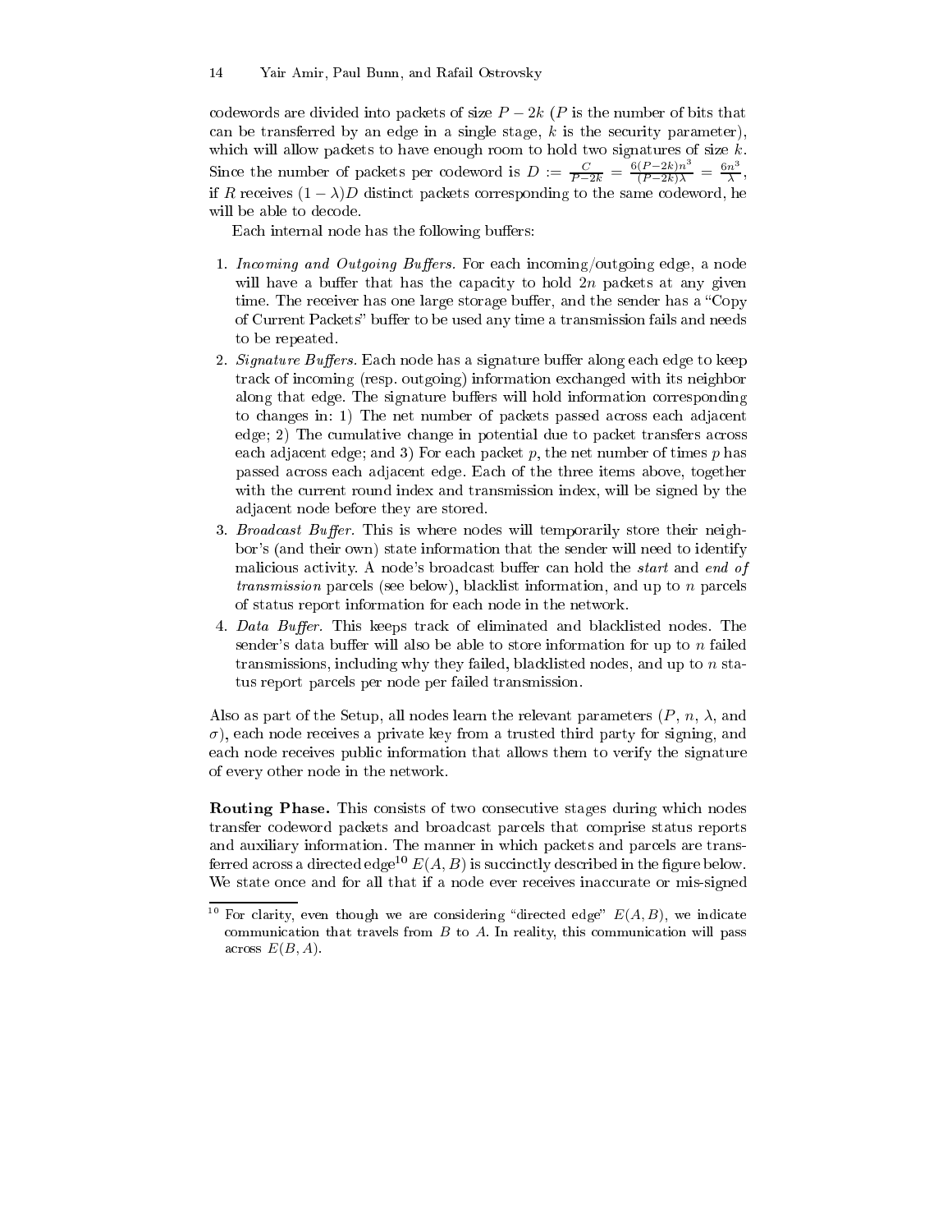codewords are divided into packets of size $P - 2k$ ($P$ is the number of bits that can be transferred by an edge in a single stage, $k$ is the security parameter), which will allow packets to have enough room to hold two signatures of size $k$. Since the number of packets per codeword is $D := \frac{C}{P-2k} = \frac{6(P-2k)n^3}{(P-2k)\lambda} = \frac{6n^3}{\lambda}$, if $R$ receives $(1-\lambda)D$ distinct packets corresponding to the same codeword, he will be able to decode.

Each internal node has the following buffers:

1. *Incoming and Outgoing Buffers.* For each incoming/outgoing edge, a node will have a buffer that has the capacity to hold $2n$ packets at any given time. The receiver has one large storage buffer, and the sender has a "Copy of Current Packets" buffer to be used any time a transmission fails and needs to be repeated.
2. *Signature Buffers.* Each node has a signature buffer along each edge to keep track of incoming (resp. outgoing) information exchanged with its neighbor along that edge. The signature buffers will hold information corresponding to changes in: 1) The net number of packets passed across each adjacent edge; 2) The cumulative change in potential due to packet transfers across each adjacent edge; and 3) For each packet $p$, the net number of times $p$ has passed across each adjacent edge. Each of the three items above, together with the current round index and transmission index, will be signed by the adjacent node before they are stored.
3. *Broadcast Buffer.* This is where nodes will temporarily store their neighbor's (and their own) state information that the sender will need to identify malicious activity. A node's broadcast buffer can hold the *start* and *end of transmission* parcels (see below), blacklist information, and up to $n$ parcels of status report information for each node in the network.
4. *Data Buffer.* This keeps track of eliminated and blacklisted nodes. The sender's data buffer will also be able to store information for up to $n$ failed transmissions, including why they failed, blacklisted nodes, and up to $n$ status report parcels per node per failed transmission.

Also as part of the Setup, all nodes learn the relevant parameters ($P$, $n$, $\lambda$, and $\sigma$), each node receives a private key from a trusted third party for signing, and each node receives public information that allows them to verify the signature of every other node in the network.

**Routing Phase.** This consists of two consecutive stages during which nodes transfer codeword packets and broadcast parcels that comprise status reports and auxiliary information. The manner in which packets and parcels are transferred across a directed edge[10] $E(A, B)$ is succinctly described in the figure below. We state once and for all that if a node ever receives inaccurate or mis-signed

[10] For clarity, even though we are considering "directed edge" $E(A, B)$, we indicate communication that travels from $B$ to $A$. In reality, this communication will pass across $E(B, A)$.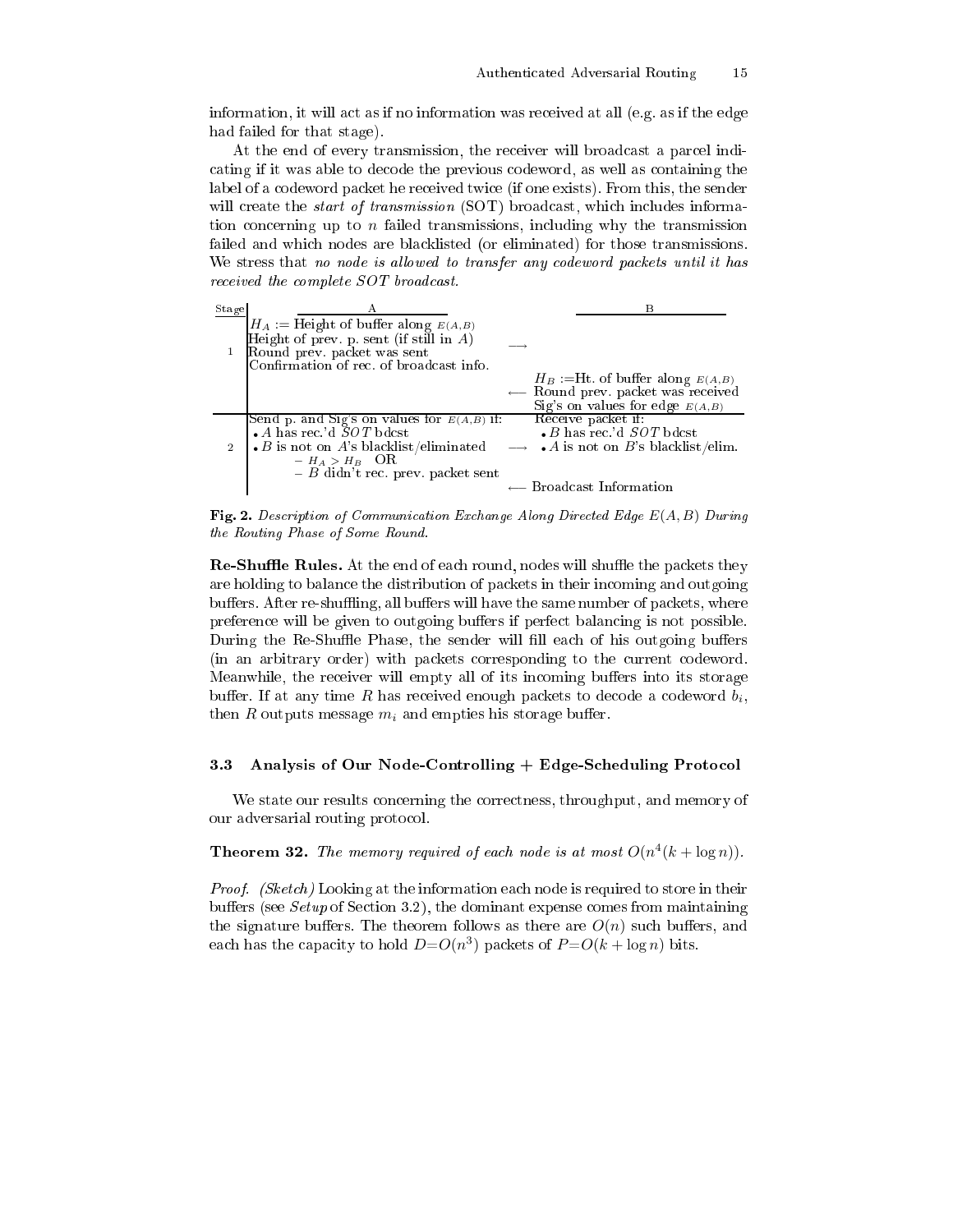information, it will act as if no information was received at all (e.g. as if the edge had failed for that stage).

At the end of every transmission, the receiver will broadcast a parcel indicating if it was able to decode the previous codeword, as well as containing the label of a codeword packet he received twice (if one exists). From this, the sender will create the *start of transmission* (SOT) broadcast, which includes information concerning up to $n$ failed transmissions, including why the transmission failed and which nodes are blacklisted (or eliminated) for those transmissions. We stress that *no node is allowed to transfer any codeword packets until it has received the complete SOT broadcast.*

| Stage | A | | B |
|---|---|---|---|
| 1 | $H_A :=$ Height of buffer along $E(A,B)$<br>Height of prev. p. sent (if still in $A$)<br>Round prev. packet was sent<br>Confirmation of rec. of broadcast info. | $\longrightarrow$ | |
| | | $\longleftarrow$ | $H_B :=$Ht. of buffer along $E(A,B)$<br>Round prev. packet was received<br>Sig's on values for edge $E(A,B)$ |
| 2 | Send p. and Sig's on values for $E(A,B)$ if:<br>• $A$ has rec.'d $SOT$ bdcst<br>• $B$ is not on $A$'s blacklist/eliminated<br>– $H_A > H_B$ OR<br>– $B$ didn't rec. prev. packet sent | $\longrightarrow$ | Receive packet if:<br>• $B$ has rec.'d $SOT$ bdcst<br>• $A$ is not on $B$'s blacklist/elim. |
| | | $\longleftarrow$ | Broadcast Information |

**Fig. 2.** *Description of Communication Exchange Along Directed Edge $E(A,B)$ During the Routing Phase of Some Round.*

**Re-Shuffle Rules.** At the end of each round, nodes will shuffle the packets they are holding to balance the distribution of packets in their incoming and outgoing buffers. After re-shuffling, all buffers will have the same number of packets, where preference will be given to outgoing buffers if perfect balancing is not possible. During the Re-Shuffle Phase, the sender will fill each of his outgoing buffers (in an arbitrary order) with packets corresponding to the current codeword. Meanwhile, the receiver will empty all of its incoming buffers into its storage buffer. If at any time $R$ has received enough packets to decode a codeword $b_i$, then $R$ outputs message $m_i$ and empties his storage buffer.

### 3.3 Analysis of Our Node-Controlling + Edge-Scheduling Protocol

We state our results concerning the correctness, throughput, and memory of our adversarial routing protocol.

**Theorem 32.** *The memory required of each node is at most $O(n^4(k + \log n))$.*

*Proof.* *(Sketch)* Looking at the information each node is required to store in their buffers (see *Setup* of Section 3.2), the dominant expense comes from maintaining the signature buffers. The theorem follows as there are $O(n)$ such buffers, and each has the capacity to hold $D{=}O(n^3)$ packets of $P{=}O(k + \log n)$ bits.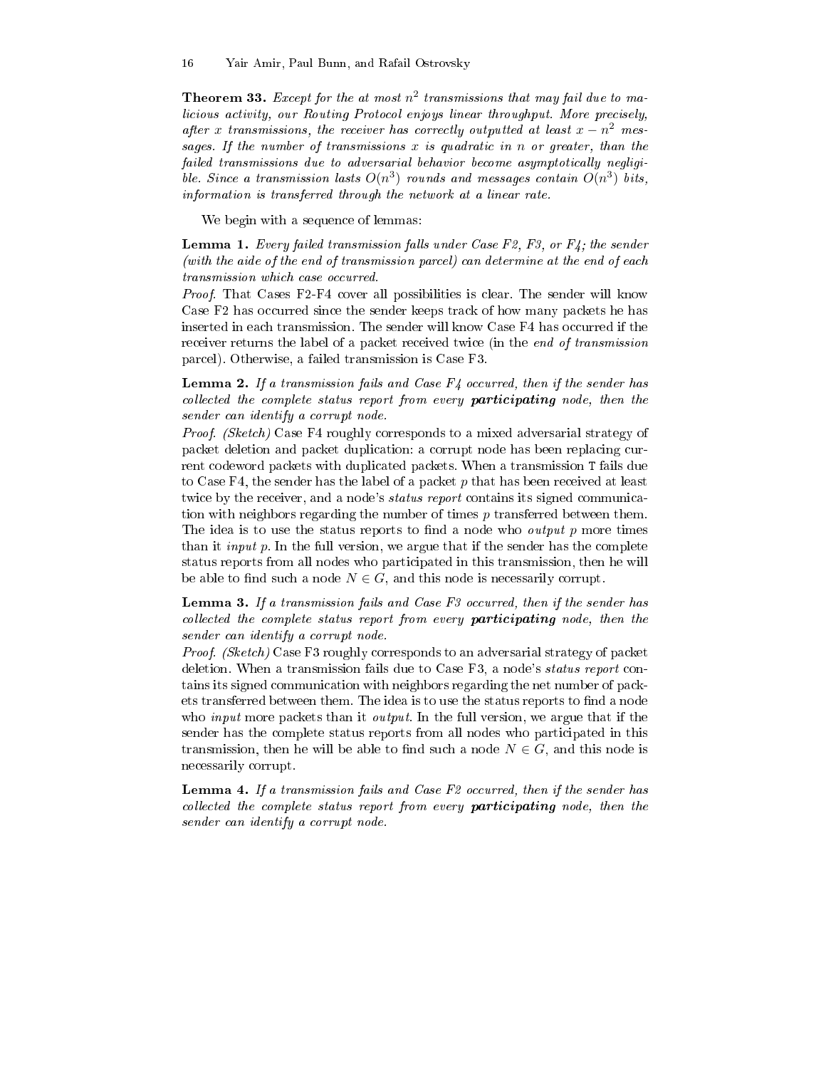**Theorem 33.** *Except for the at most $n^2$ transmissions that may fail due to malicious activity, our Routing Protocol enjoys linear throughput. More precisely, after $x$ transmissions, the receiver has correctly outputted at least $x - n^2$ messages. If the number of transmissions $x$ is quadratic in $n$ or greater, than the failed transmissions due to adversarial behavior become asymptotically negligible. Since a transmission lasts $O(n^3)$ rounds and messages contain $O(n^3)$ bits, information is transferred through the network at a linear rate.*

We begin with a sequence of lemmas:

**Lemma 1.** *Every failed transmission falls under Case F2, F3, or F4; the sender (with the aide of the end of transmission parcel) can determine at the end of each transmission which case occurred.*

*Proof.* That Cases F2-F4 cover all possibilities is clear. The sender will know Case F2 has occurred since the sender keeps track of how many packets he has inserted in each transmission. The sender will know Case F4 has occurred if the receiver returns the label of a packet received twice (in the *end of transmission* parcel). Otherwise, a failed transmission is Case F3.

**Lemma 2.** *If a transmission fails and Case F4 occurred, then if the sender has collected the complete status report from every* ***participating*** *node, then the sender can identify a corrupt node.*

*Proof. (Sketch)* Case F4 roughly corresponds to a mixed adversarial strategy of packet deletion and packet duplication: a corrupt node has been replacing current codeword packets with duplicated packets. When a transmission `T` fails due to Case F4, the sender has the label of a packet $p$ that has been received at least twice by the receiver, and a node's *status report* contains its signed communication with neighbors regarding the number of times $p$ transferred between them. The idea is to use the status reports to find a node who *output* $p$ more times than it *input* $p$. In the full version, we argue that if the sender has the complete status reports from all nodes who participated in this transmission, then he will be able to find such a node $N \in G$, and this node is necessarily corrupt.

**Lemma 3.** *If a transmission fails and Case F3 occurred, then if the sender has collected the complete status report from every* ***participating*** *node, then the sender can identify a corrupt node.*

*Proof. (Sketch)* Case F3 roughly corresponds to an adversarial strategy of packet deletion. When a transmission fails due to Case F3, a node's *status report* contains its signed communication with neighbors regarding the net number of packets transferred between them. The idea is to use the status reports to find a node who *input* more packets than it *output*. In the full version, we argue that if the sender has the complete status reports from all nodes who participated in this transmission, then he will be able to find such a node $N \in G$, and this node is necessarily corrupt.

**Lemma 4.** *If a transmission fails and Case F2 occurred, then if the sender has collected the complete status report from every* ***participating*** *node, then the sender can identify a corrupt node.*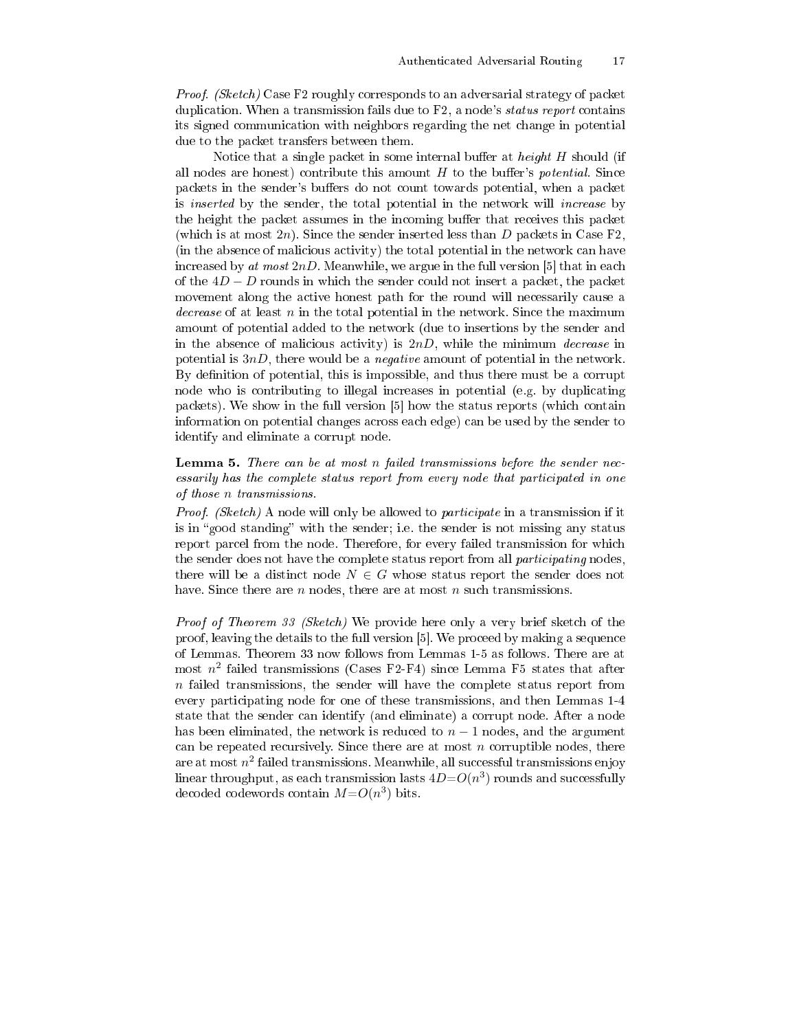*Proof. (Sketch)* Case F2 roughly corresponds to an adversarial strategy of packet duplication. When a transmission fails due to F2, a node's *status report* contains its signed communication with neighbors regarding the net change in potential due to the packet transfers between them.

Notice that a single packet in some internal buffer at *height H* should (if all nodes are honest) contribute this amount $H$ to the buffer's *potential*. Since packets in the sender's buffers do not count towards potential, when a packet is *inserted* by the sender, the total potential in the network will *increase* by the height the packet assumes in the incoming buffer that receives this packet (which is at most $2n$). Since the sender inserted less than $D$ packets in Case F2, (in the absence of malicious activity) the total potential in the network can have increased by *at most* $2nD$. Meanwhile, we argue in the full version [5] that in each of the $4D - D$ rounds in which the sender could not insert a packet, the packet movement along the active honest path for the round will necessarily cause a *decrease* of at least $n$ in the total potential in the network. Since the maximum amount of potential added to the network (due to insertions by the sender and in the absence of malicious activity) is $2nD$, while the minimum *decrease* in potential is $3nD$, there would be a *negative* amount of potential in the network. By definition of potential, this is impossible, and thus there must be a corrupt node who is contributing to illegal increases in potential (e.g. by duplicating packets). We show in the full version [5] how the status reports (which contain information on potential changes across each edge) can be used by the sender to identify and eliminate a corrupt node.

**Lemma 5.** *There can be at most n failed transmissions before the sender necessarily has the complete status report from every node that participated in one of those n transmissions.*

*Proof. (Sketch)* A node will only be allowed to *participate* in a transmission if it is in "good standing" with the sender; i.e. the sender is not missing any status report parcel from the node. Therefore, for every failed transmission for which the sender does not have the complete status report from all *participating* nodes, there will be a distinct node $N \in G$ whose status report the sender does not have. Since there are $n$ nodes, there are at most $n$ such transmissions.

*Proof of Theorem 33 (Sketch)* We provide here only a very brief sketch of the proof, leaving the details to the full version [5]. We proceed by making a sequence of Lemmas. Theorem 33 now follows from Lemmas 1-5 as follows. There are at most $n^2$ failed transmissions (Cases F2-F4) since Lemma F5 states that after $n$ failed transmissions, the sender will have the complete status report from every participating node for one of these transmissions, and then Lemmas 1-4 state that the sender can identify (and eliminate) a corrupt node. After a node has been eliminated, the network is reduced to $n-1$ nodes, and the argument can be repeated recursively. Since there are at most $n$ corruptible nodes, there are at most $n^2$ failed transmissions. Meanwhile, all successful transmissions enjoy linear throughput, as each transmission lasts $4D{=}O(n^3)$ rounds and successfully decoded codewords contain $M{=}O(n^3)$ bits.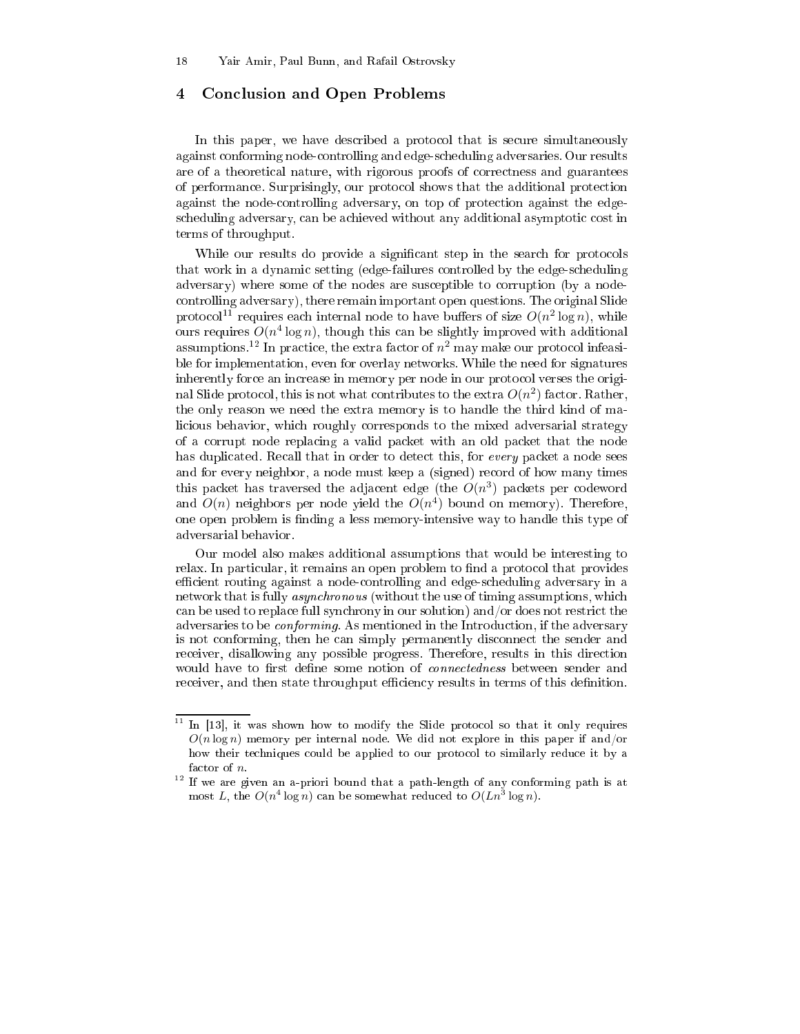## 4 Conclusion and Open Problems

In this paper, we have described a protocol that is secure simultaneously against conforming node-controlling and edge-scheduling adversaries. Our results are of a theoretical nature, with rigorous proofs of correctness and guarantees of performance. Surprisingly, our protocol shows that the additional protection against the node-controlling adversary, on top of protection against the edge-scheduling adversary, can be achieved without any additional asymptotic cost in terms of throughput.

While our results do provide a significant step in the search for protocols that work in a dynamic setting (edge-failures controlled by the edge-scheduling adversary) where some of the nodes are susceptible to corruption (by a node-controlling adversary), there remain important open questions. The original Slide protocol[11] requires each internal node to have buffers of size $O(n^2 \log n)$, while ours requires $O(n^4 \log n)$, though this can be slightly improved with additional assumptions.[12] In practice, the extra factor of $n^2$ may make our protocol infeasible for implementation, even for overlay networks. While the need for signatures inherently force an increase in memory per node in our protocol verses the original Slide protocol, this is not what contributes to the extra $O(n^2)$ factor. Rather, the only reason we need the extra memory is to handle the third kind of malicious behavior, which roughly corresponds to the mixed adversarial strategy of a corrupt node replacing a valid packet with an old packet that the node has duplicated. Recall that in order to detect this, for *every* packet a node sees and for every neighbor, a node must keep a (signed) record of how many times this packet has traversed the adjacent edge (the $O(n^3)$ packets per codeword and $O(n)$ neighbors per node yield the $O(n^4)$ bound on memory). Therefore, one open problem is finding a less memory-intensive way to handle this type of adversarial behavior.

Our model also makes additional assumptions that would be interesting to relax. In particular, it remains an open problem to find a protocol that provides efficient routing against a node-controlling and edge-scheduling adversary in a network that is fully *asynchronous* (without the use of timing assumptions, which can be used to replace full synchrony in our solution) and/or does not restrict the adversaries to be *conforming*. As mentioned in the Introduction, if the adversary is not conforming, then he can simply permanently disconnect the sender and receiver, disallowing any possible progress. Therefore, results in this direction would have to first define some notion of *connectedness* between sender and receiver, and then state throughput efficiency results in terms of this definition.

---

[11] In [13], it was shown how to modify the Slide protocol so that it only requires $O(n \log n)$ memory per internal node. We did not explore in this paper if and/or how their techniques could be applied to our protocol to similarly reduce it by a factor of $n$.

[12] If we are given an a-priori bound that a path-length of any conforming path is at most $L$, the $O(n^4 \log n)$ can be somewhat reduced to $O(Ln^3 \log n)$.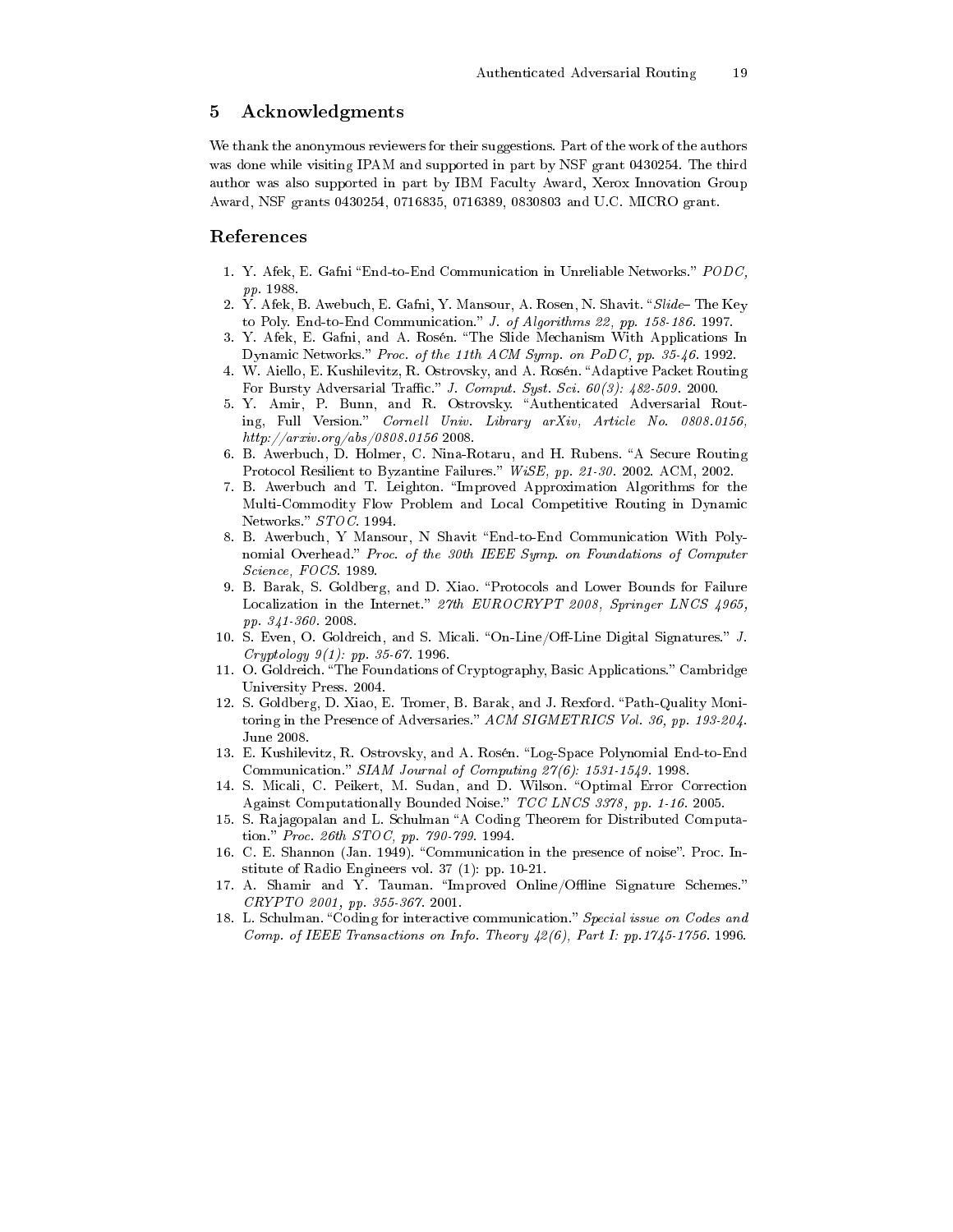## 5 Acknowledgments

We thank the anonymous reviewers for their suggestions. Part of the work of the authors was done while visiting IPAM and supported in part by NSF grant 0430254. The third author was also supported in part by IBM Faculty Award, Xerox Innovation Group Award, NSF grants 0430254, 0716835, 0716389, 0830803 and U.C. MICRO grant.

## References

1. Y. Afek, E. Gafni "End-to-End Communication in Unreliable Networks." *PODC, pp.* 1988.
2. Y. Afek, B. Awebuch, E. Gafni, Y. Mansour, A. Rosen, N. Shavit. "*Slide*– The Key to Poly. End-to-End Communication." *J. of Algorithms 22, pp. 158-186.* 1997.
3. Y. Afek, E. Gafni, and A. Rosén. "The Slide Mechanism With Applications In Dynamic Networks." *Proc. of the 11th ACM Symp. on PoDC, pp. 35-46.* 1992.
4. W. Aiello, E. Kushilevitz, R. Ostrovsky, and A. Rosén. "Adaptive Packet Routing For Bursty Adversarial Traffic." *J. Comput. Syst. Sci. 60(3): 482-509.* 2000.
5. Y. Amir, P. Bunn, and R. Ostrovsky. "Authenticated Adversarial Routing, Full Version." *Cornell Univ. Library arXiv, Article No. 0808.0156, http://arxiv.org/abs/0808.0156* 2008.
6. B. Awerbuch, D. Holmer, C. Nina-Rotaru, and H. Rubens. "A Secure Routing Protocol Resilient to Byzantine Failures." *WiSE, pp. 21-30.* 2002. ACM, 2002.
7. B. Awerbuch and T. Leighton. "Improved Approximation Algorithms for the Multi-Commodity Flow Problem and Local Competitive Routing in Dynamic Networks." *STOC.* 1994.
8. B. Awerbuch, Y Mansour, N Shavit "End-to-End Communication With Polynomial Overhead." *Proc. of the 30th IEEE Symp. on Foundations of Computer Science, FOCS.* 1989.
9. B. Barak, S. Goldberg, and D. Xiao. "Protocols and Lower Bounds for Failure Localization in the Internet." *27th EUROCRYPT 2008, Springer LNCS 4965, pp. 341-360.* 2008.
10. S. Even, O. Goldreich, and S. Micali. "On-Line/Off-Line Digital Signatures." *J. Cryptology 9(1): pp. 35-67.* 1996.
11. O. Goldreich. "The Foundations of Cryptography, Basic Applications." Cambridge University Press. 2004.
12. S. Goldberg, D. Xiao, E. Tromer, B. Barak, and J. Rexford. "Path-Quality Monitoring in the Presence of Adversaries." *ACM SIGMETRICS Vol. 36, pp. 193-204.* June 2008.
13. E. Kushilevitz, R. Ostrovsky, and A. Rosén. "Log-Space Polynomial End-to-End Communication." *SIAM Journal of Computing 27(6): 1531-1549.* 1998.
14. S. Micali, C. Peikert, M. Sudan, and D. Wilson. "Optimal Error Correction Against Computationally Bounded Noise." *TCC LNCS 3378, pp. 1-16.* 2005.
15. S. Rajagopalan and L. Schulman "A Coding Theorem for Distributed Computation." *Proc. 26th STOC, pp. 790-799.* 1994.
16. C. E. Shannon (Jan. 1949). "Communication in the presence of noise". Proc. Institute of Radio Engineers vol. 37 (1): pp. 10-21.
17. A. Shamir and Y. Tauman. "Improved Online/Offline Signature Schemes." *CRYPTO 2001, pp. 355-367.* 2001.
18. L. Schulman. "Coding for interactive communication." *Special issue on Codes and Comp. of IEEE Transactions on Info. Theory 42(6), Part I: pp.1745-1756.* 1996.